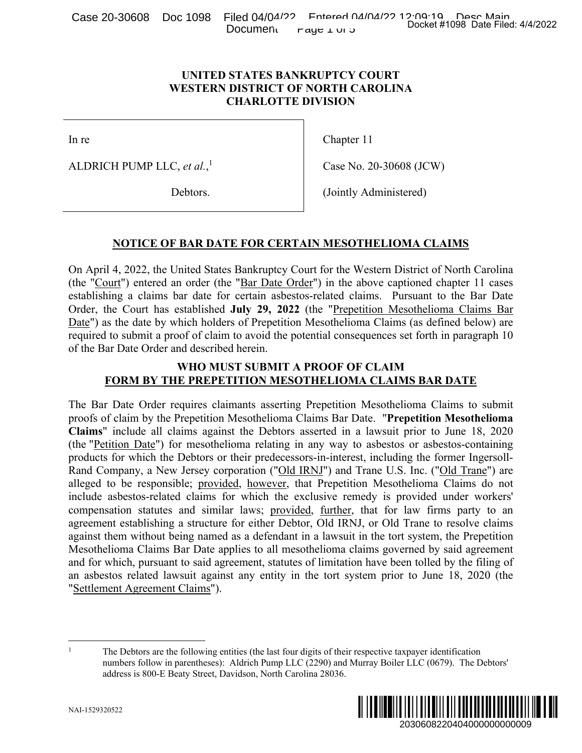# UNITED STATES BANKRUPTCY COURT
# WESTERN DISTRICT OF NORTH CAROLINA
# CHARLOTTE DIVISION

| | |
|---|---|
| In re | Chapter 11 |
| ALDRICH PUMP LLC, *et al.*,[1] | Case No. 20-30608 (JCW) |
| Debtors. | (Jointly Administered) |

## NOTICE OF BAR DATE FOR CERTAIN MESOTHELIOMA CLAIMS

On April 4, 2022, the United States Bankruptcy Court for the Western District of North Carolina (the "Court") entered an order (the "Bar Date Order") in the above captioned chapter 11 cases establishing a claims bar date for certain asbestos-related claims. Pursuant to the Bar Date Order, the Court has established **July 29, 2022** (the "Prepetition Mesothelioma Claims Bar Date") as the date by which holders of Prepetition Mesothelioma Claims (as defined below) are required to submit a proof of claim to avoid the potential consequences set forth in paragraph 10 of the Bar Date Order and described herein.

## WHO MUST SUBMIT A PROOF OF CLAIM FORM BY THE PREPETITION MESOTHELIOMA CLAIMS BAR DATE

The Bar Date Order requires claimants asserting Prepetition Mesothelioma Claims to submit proofs of claim by the Prepetition Mesothelioma Claims Bar Date. "**Prepetition Mesothelioma Claims**" include all claims against the Debtors asserted in a lawsuit prior to June 18, 2020 (the "Petition Date") for mesothelioma relating in any way to asbestos or asbestos-containing products for which the Debtors or their predecessors-in-interest, including the former Ingersoll-Rand Company, a New Jersey corporation ("Old IRNJ") and Trane U.S. Inc. ("Old Trane") are alleged to be responsible; provided, however, that Prepetition Mesothelioma Claims do not include asbestos-related claims for which the exclusive remedy is provided under workers' compensation statutes and similar laws; provided, further, that for law firms party to an agreement establishing a structure for either Debtor, Old IRNJ, or Old Trane to resolve claims against them without being named as a defendant in a lawsuit in the tort system, the Prepetition Mesothelioma Claims Bar Date applies to all mesothelioma claims governed by said agreement and for which, pursuant to said agreement, statutes of limitation have been tolled by the filing of an asbestos related lawsuit against any entity in the tort system prior to June 18, 2020 (the "Settlement Agreement Claims").

[1] The Debtors are the following entities (the last four digits of their respective taxpayer identification numbers follow in parentheses): Aldrich Pump LLC (2290) and Murray Boiler LLC (0679). The Debtors' address is 800-E Beaty Street, Davidson, North Carolina 28036.

NAI-1529320522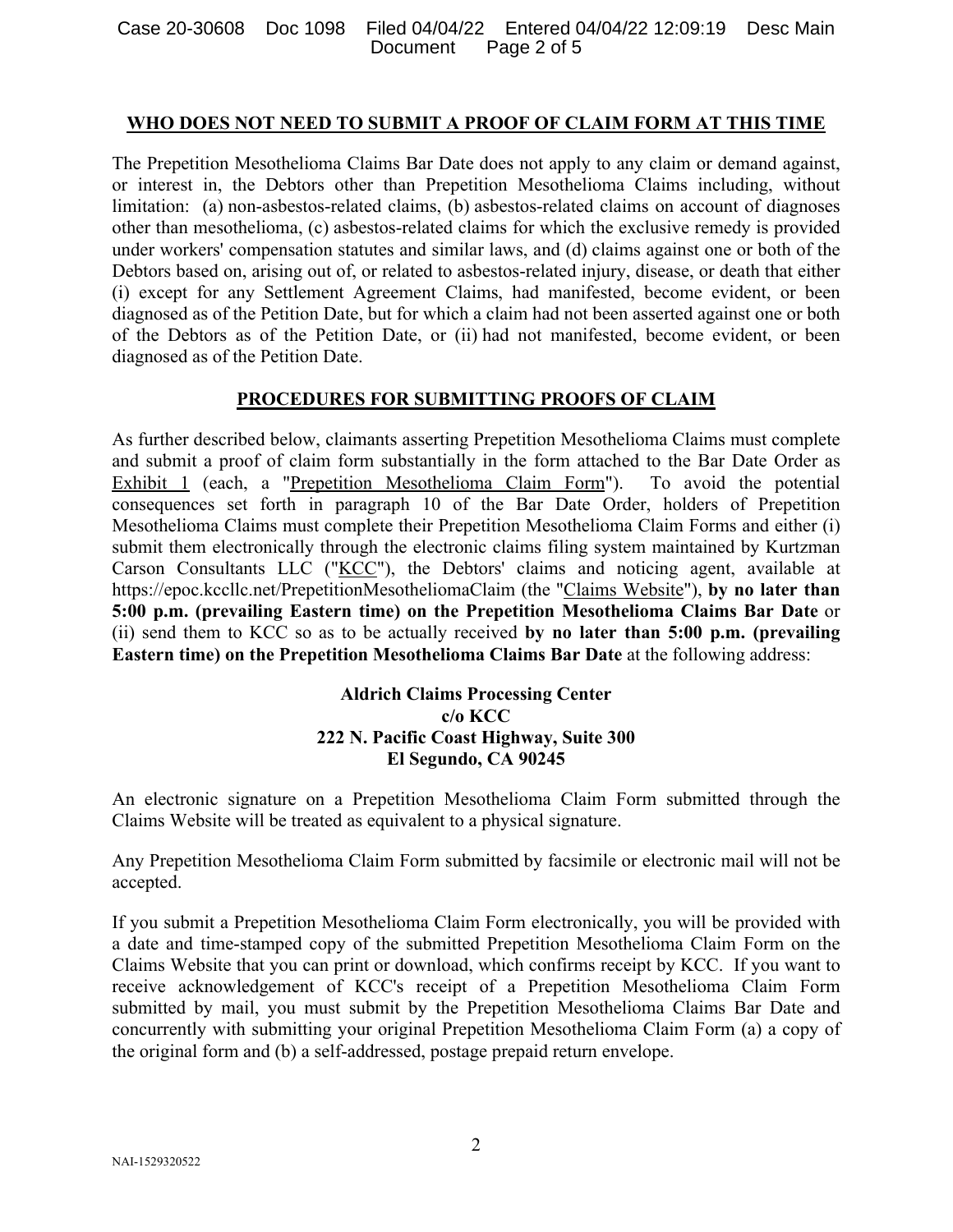## WHO DOES NOT NEED TO SUBMIT A PROOF OF CLAIM FORM AT THIS TIME

The Prepetition Mesothelioma Claims Bar Date does not apply to any claim or demand against, or interest in, the Debtors other than Prepetition Mesothelioma Claims including, without limitation: (a) non-asbestos-related claims, (b) asbestos-related claims on account of diagnoses other than mesothelioma, (c) asbestos-related claims for which the exclusive remedy is provided under workers' compensation statutes and similar laws, and (d) claims against one or both of the Debtors based on, arising out of, or related to asbestos-related injury, disease, or death that either (i) except for any Settlement Agreement Claims, had manifested, become evident, or been diagnosed as of the Petition Date, but for which a claim had not been asserted against one or both of the Debtors as of the Petition Date, or (ii) had not manifested, become evident, or been diagnosed as of the Petition Date.

## PROCEDURES FOR SUBMITTING PROOFS OF CLAIM

As further described below, claimants asserting Prepetition Mesothelioma Claims must complete and submit a proof of claim form substantially in the form attached to the Bar Date Order as Exhibit 1 (each, a "Prepetition Mesothelioma Claim Form"). To avoid the potential consequences set forth in paragraph 10 of the Bar Date Order, holders of Prepetition Mesothelioma Claims must complete their Prepetition Mesothelioma Claim Forms and either (i) submit them electronically through the electronic claims filing system maintained by Kurtzman Carson Consultants LLC ("KCC"), the Debtors' claims and noticing agent, available at https://epoc.kccllc.net/PrepetitionMesotheliomaClaim (the "Claims Website"), **by no later than 5:00 p.m. (prevailing Eastern time) on the Prepetition Mesothelioma Claims Bar Date** or (ii) send them to KCC so as to be actually received **by no later than 5:00 p.m. (prevailing Eastern time) on the Prepetition Mesothelioma Claims Bar Date** at the following address:

**Aldrich Claims Processing Center**
**c/o KCC**
**222 N. Pacific Coast Highway, Suite 300**
**El Segundo, CA 90245**

An electronic signature on a Prepetition Mesothelioma Claim Form submitted through the Claims Website will be treated as equivalent to a physical signature.

Any Prepetition Mesothelioma Claim Form submitted by facsimile or electronic mail will not be accepted.

If you submit a Prepetition Mesothelioma Claim Form electronically, you will be provided with a date and time-stamped copy of the submitted Prepetition Mesothelioma Claim Form on the Claims Website that you can print or download, which confirms receipt by KCC. If you want to receive acknowledgement of KCC's receipt of a Prepetition Mesothelioma Claim Form submitted by mail, you must submit by the Prepetition Mesothelioma Claims Bar Date and concurrently with submitting your original Prepetition Mesothelioma Claim Form (a) a copy of the original form and (b) a self-addressed, postage prepaid return envelope.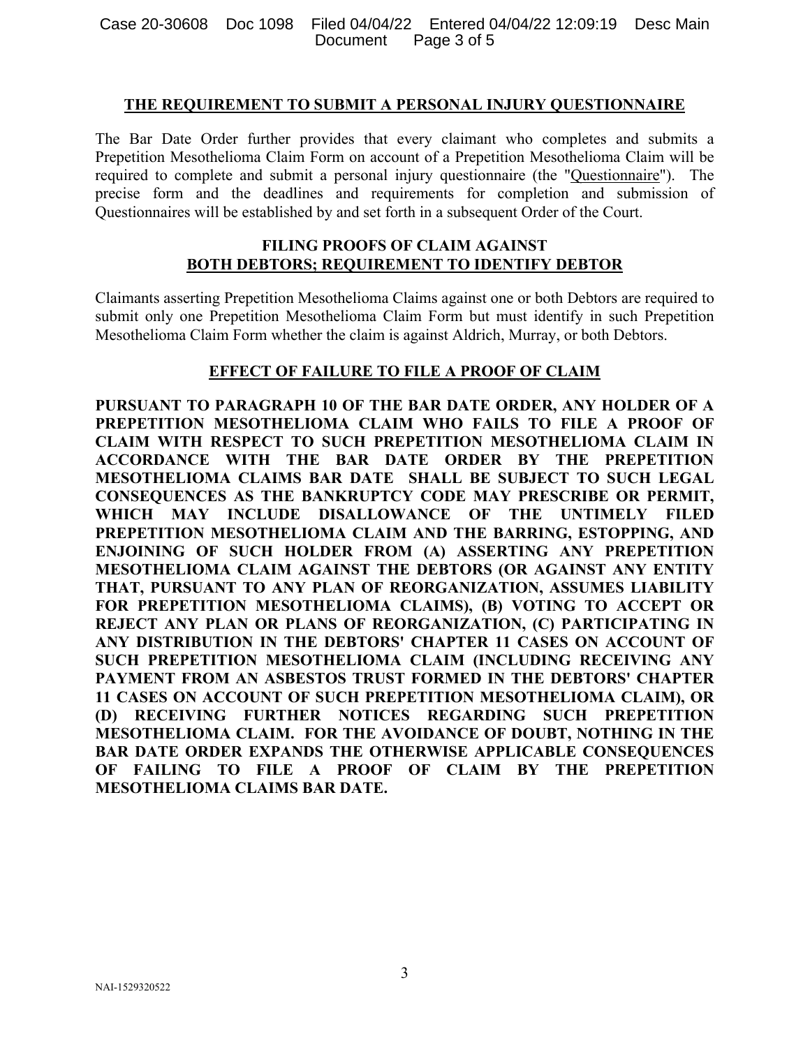## THE REQUIREMENT TO SUBMIT A PERSONAL INJURY QUESTIONNAIRE

The Bar Date Order further provides that every claimant who completes and submits a Prepetition Mesothelioma Claim Form on account of a Prepetition Mesothelioma Claim will be required to complete and submit a personal injury questionnaire (the "Questionnaire"). The precise form and the deadlines and requirements for completion and submission of Questionnaires will be established by and set forth in a subsequent Order of the Court.

## FILING PROOFS OF CLAIM AGAINST BOTH DEBTORS; REQUIREMENT TO IDENTIFY DEBTOR

Claimants asserting Prepetition Mesothelioma Claims against one or both Debtors are required to submit only one Prepetition Mesothelioma Claim Form but must identify in such Prepetition Mesothelioma Claim Form whether the claim is against Aldrich, Murray, or both Debtors.

## EFFECT OF FAILURE TO FILE A PROOF OF CLAIM

**PURSUANT TO PARAGRAPH 10 OF THE BAR DATE ORDER, ANY HOLDER OF A PREPETITION MESOTHELIOMA CLAIM WHO FAILS TO FILE A PROOF OF CLAIM WITH RESPECT TO SUCH PREPETITION MESOTHELIOMA CLAIM IN ACCORDANCE WITH THE BAR DATE ORDER BY THE PREPETITION MESOTHELIOMA CLAIMS BAR DATE SHALL BE SUBJECT TO SUCH LEGAL CONSEQUENCES AS THE BANKRUPTCY CODE MAY PRESCRIBE OR PERMIT, WHICH MAY INCLUDE DISALLOWANCE OF THE UNTIMELY FILED PREPETITION MESOTHELIOMA CLAIM AND THE BARRING, ESTOPPING, AND ENJOINING OF SUCH HOLDER FROM (A) ASSERTING ANY PREPETITION MESOTHELIOMA CLAIM AGAINST THE DEBTORS (OR AGAINST ANY ENTITY THAT, PURSUANT TO ANY PLAN OF REORGANIZATION, ASSUMES LIABILITY FOR PREPETITION MESOTHELIOMA CLAIMS), (B) VOTING TO ACCEPT OR REJECT ANY PLAN OR PLANS OF REORGANIZATION, (C) PARTICIPATING IN ANY DISTRIBUTION IN THE DEBTORS' CHAPTER 11 CASES ON ACCOUNT OF SUCH PREPETITION MESOTHELIOMA CLAIM (INCLUDING RECEIVING ANY PAYMENT FROM AN ASBESTOS TRUST FORMED IN THE DEBTORS' CHAPTER 11 CASES ON ACCOUNT OF SUCH PREPETITION MESOTHELIOMA CLAIM), OR (D) RECEIVING FURTHER NOTICES REGARDING SUCH PREPETITION MESOTHELIOMA CLAIM. FOR THE AVOIDANCE OF DOUBT, NOTHING IN THE BAR DATE ORDER EXPANDS THE OTHERWISE APPLICABLE CONSEQUENCES OF FAILING TO FILE A PROOF OF CLAIM BY THE PREPETITION MESOTHELIOMA CLAIMS BAR DATE.**

NAI-1529320522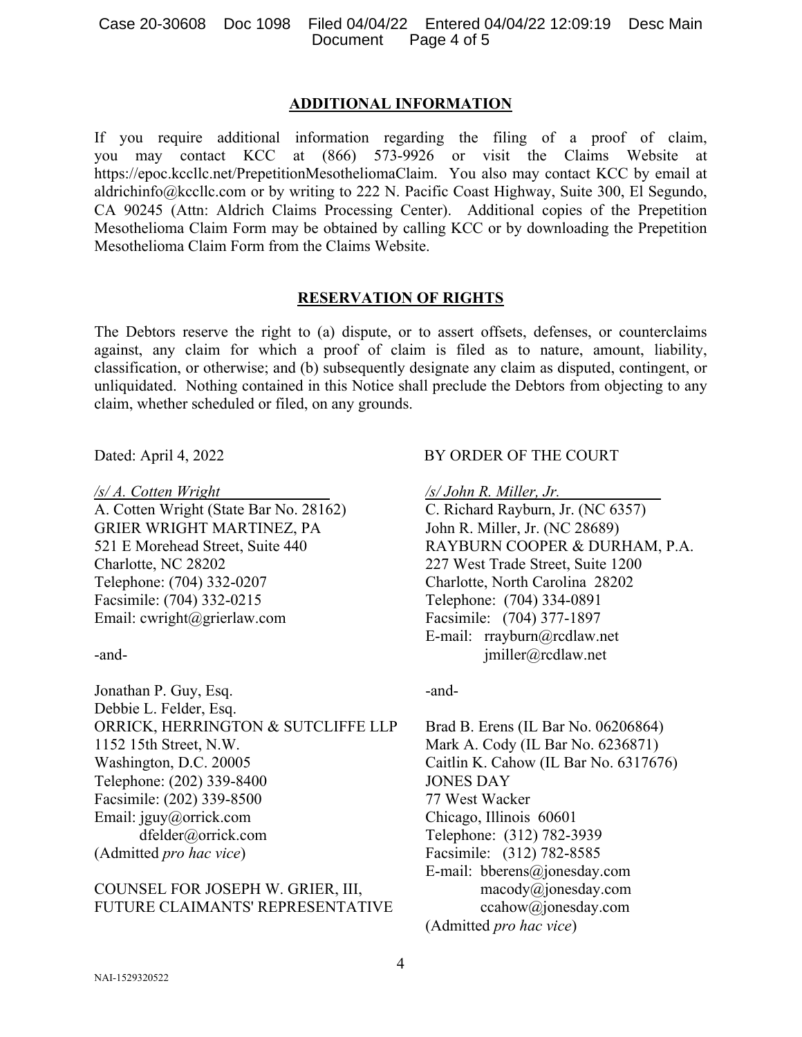## ADDITIONAL INFORMATION

If you require additional information regarding the filing of a proof of claim, you may contact KCC at (866) 573-9926 or visit the Claims Website at https://epoc.kccllc.net/PrepetitionMesotheliomaClaim. You also may contact KCC by email at aldrichinfo@kccllc.com or by writing to 222 N. Pacific Coast Highway, Suite 300, El Segundo, CA 90245 (Attn: Aldrich Claims Processing Center). Additional copies of the Prepetition Mesothelioma Claim Form may be obtained by calling KCC or by downloading the Prepetition Mesothelioma Claim Form from the Claims Website.

## RESERVATION OF RIGHTS

The Debtors reserve the right to (a) dispute, or to assert offsets, defenses, or counterclaims against, any claim for which a proof of claim is filed as to nature, amount, liability, classification, or otherwise; and (b) subsequently designate any claim as disputed, contingent, or unliquidated. Nothing contained in this Notice shall preclude the Debtors from objecting to any claim, whether scheduled or filed, on any grounds.

Dated: April 4, 2022

BY ORDER OF THE COURT

*/s/ A. Cotten Wright*
A. Cotten Wright (State Bar No. 28162)
GRIER WRIGHT MARTINEZ, PA
521 E Morehead Street, Suite 440
Charlotte, NC 28202
Telephone: (704) 332-0207
Facsimile: (704) 332-0215
Email: cwright@grierlaw.com

-and-

Jonathan P. Guy, Esq.
Debbie L. Felder, Esq.
ORRICK, HERRINGTON & SUTCLIFFE LLP
1152 15th Street, N.W.
Washington, D.C. 20005
Telephone: (202) 339-8400
Facsimile: (202) 339-8500
Email: jguy@orrick.com
dfelder@orrick.com
(Admitted *pro hac vice*)

COUNSEL FOR JOSEPH W. GRIER, III, FUTURE CLAIMANTS' REPRESENTATIVE

*/s/ John R. Miller, Jr.*
C. Richard Rayburn, Jr. (NC 6357)
John R. Miller, Jr. (NC 28689)
RAYBURN COOPER & DURHAM, P.A.
227 West Trade Street, Suite 1200
Charlotte, North Carolina 28202
Telephone: (704) 334-0891
Facsimile: (704) 377-1897
E-mail: rrayburn@rcdlaw.net
jmiller@rcdlaw.net

-and-

Brad B. Erens (IL Bar No. 06206864)
Mark A. Cody (IL Bar No. 6236871)
Caitlin K. Cahow (IL Bar No. 6317676)
JONES DAY
77 West Wacker
Chicago, Illinois 60601
Telephone: (312) 782-3939
Facsimile: (312) 782-8585
E-mail: bberens@jonesday.com
macody@jonesday.com
ccahow@jonesday.com
(Admitted *pro hac vice*)

NAI-1529320522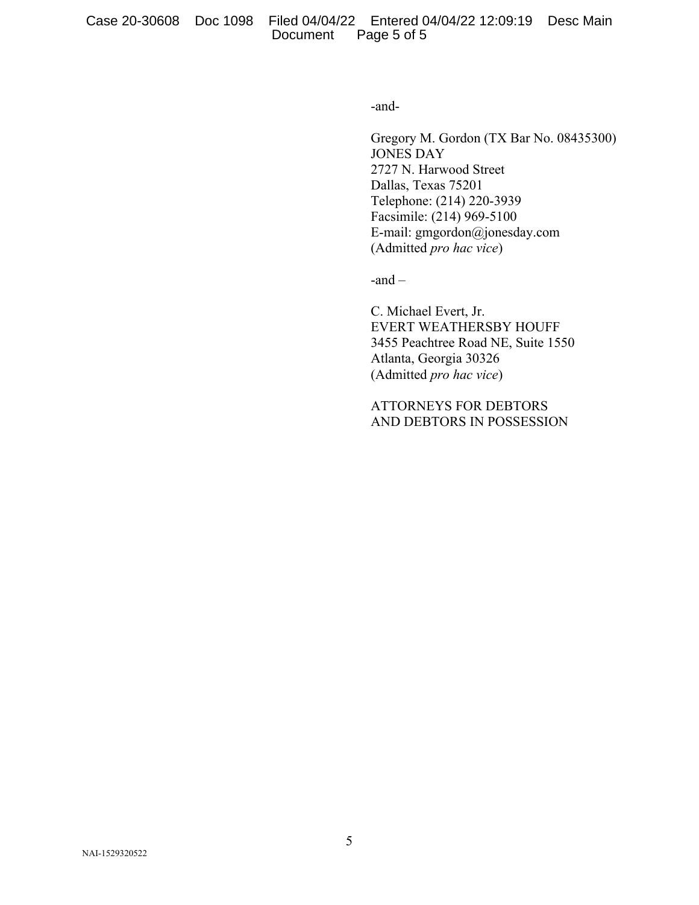-and-

Gregory M. Gordon (TX Bar No. 08435300)
JONES DAY
2727 N. Harwood Street
Dallas, Texas 75201
Telephone: (214) 220-3939
Facsimile: (214) 969-5100
E-mail: gmgordon@jonesday.com
(Admitted *pro hac vice*)

-and –

C. Michael Evert, Jr.
EVERT WEATHERSBY HOUFF
3455 Peachtree Road NE, Suite 1550
Atlanta, Georgia 30326
(Admitted *pro hac vice*)

ATTORNEYS FOR DEBTORS
AND DEBTORS IN POSSESSION

NAI-1529320522